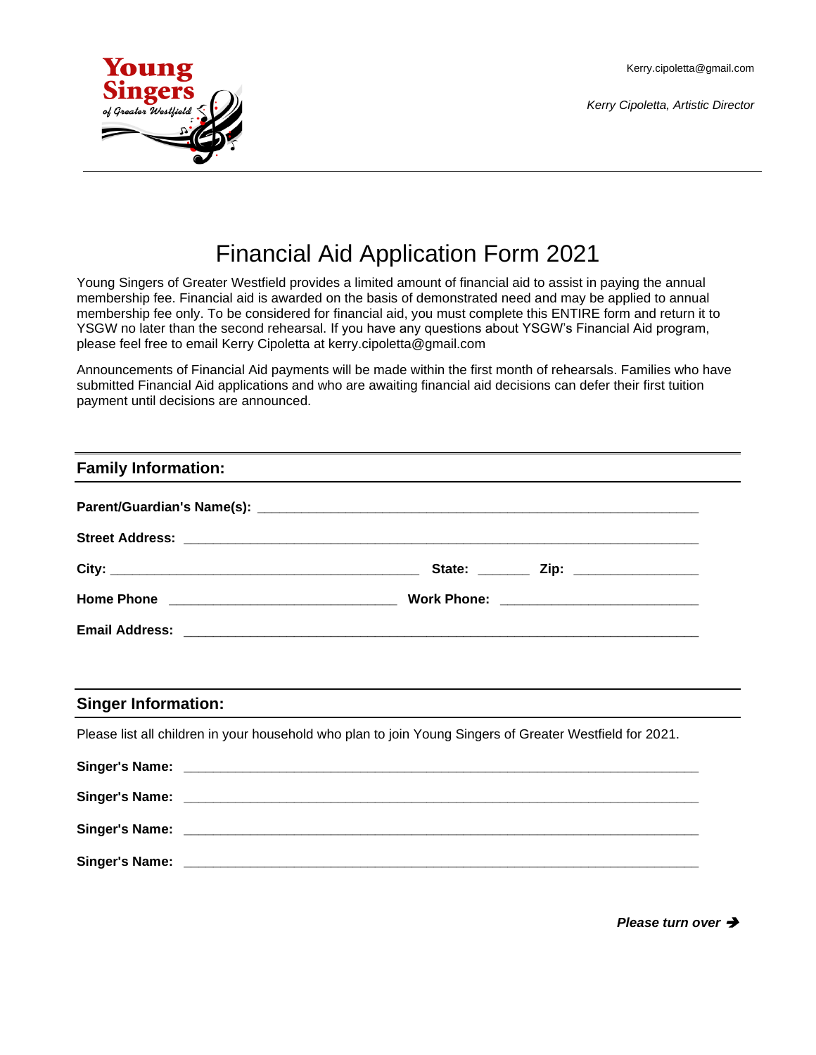Kerry.cipoletta@gmail.com

*Kerry Cipoletta, Artistic Director*

# Financial Aid Application Form 2021

Young Singers of Greater Westfield provides a limited amount of financial aid to assist in paying the annual membership fee. Financial aid is awarded on the basis of demonstrated need and may be applied to annual membership fee only. To be considered for financial aid, you must complete this ENTIRE form and return it to YSGW no later than the second rehearsal. If you have any questions about YSGW's Financial Aid program, please feel free to email Kerry Cipoletta at kerry.cipoletta@gmail.com

Announcements of Financial Aid payments will be made within the first month of rehearsals. Families who have submitted Financial Aid applications and who are awaiting financial aid decisions can defer their first tuition payment until decisions are announced.

## Family Information:

**Parent/Guardian's Name(s):** ____________________________________________

**Street Address:** ____________________________________________

**City:** ______________________________ **State:** _______ **Zip:** ______________

**Home Phone** ______________________ **Work Phone:** ______________________

**Email Address:** ____________________________________________

## Singer Information:

Please list all children in your household who plan to join Young Singers of Greater Westfield for 2021.

**Singer's Name:** ____________________________________________

**Singer's Name:** ____________________________________________

**Singer's Name:** ____________________________________________

**Singer's Name:** ____________________________________________

***Please turn over ➔***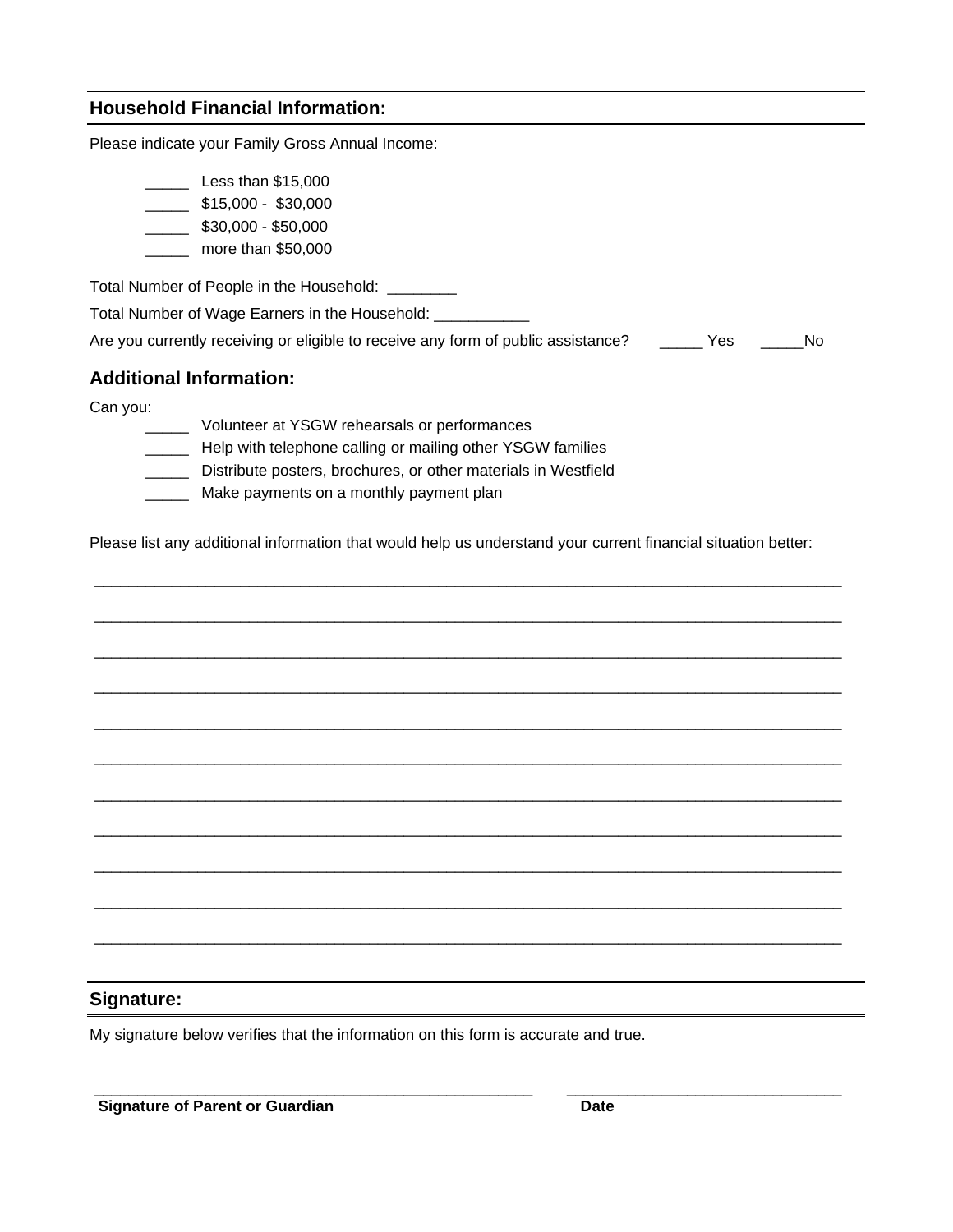## Household Financial Information:

Please indicate your Family Gross Annual Income:

_____ Less than $15,000
_____ $15,000 - $30,000
_____ $30,000 - $50,000
_____ more than $50,000

Total Number of People in the Household: ________

Total Number of Wage Earners in the Household: ___________

Are you currently receiving or eligible to receive any form of public assistance? _____ Yes _____No

## Additional Information:

Can you:

_____ Volunteer at YSGW rehearsals or performances
_____ Help with telephone calling or mailing other YSGW families
_____ Distribute posters, brochures, or other materials in Westfield
_____ Make payments on a monthly payment plan

Please list any additional information that would help us understand your current financial situation better:

_____________________________________________________________________________________

_____________________________________________________________________________________

_____________________________________________________________________________________

_____________________________________________________________________________________

_____________________________________________________________________________________

_____________________________________________________________________________________

_____________________________________________________________________________________

_____________________________________________________________________________________

_____________________________________________________________________________________

_____________________________________________________________________________________

_____________________________________________________________________________________

## Signature:

My signature below verifies that the information on this form is accurate and true.

_____________________________________________ ______________________________

**Signature of Parent or Guardian** **Date**